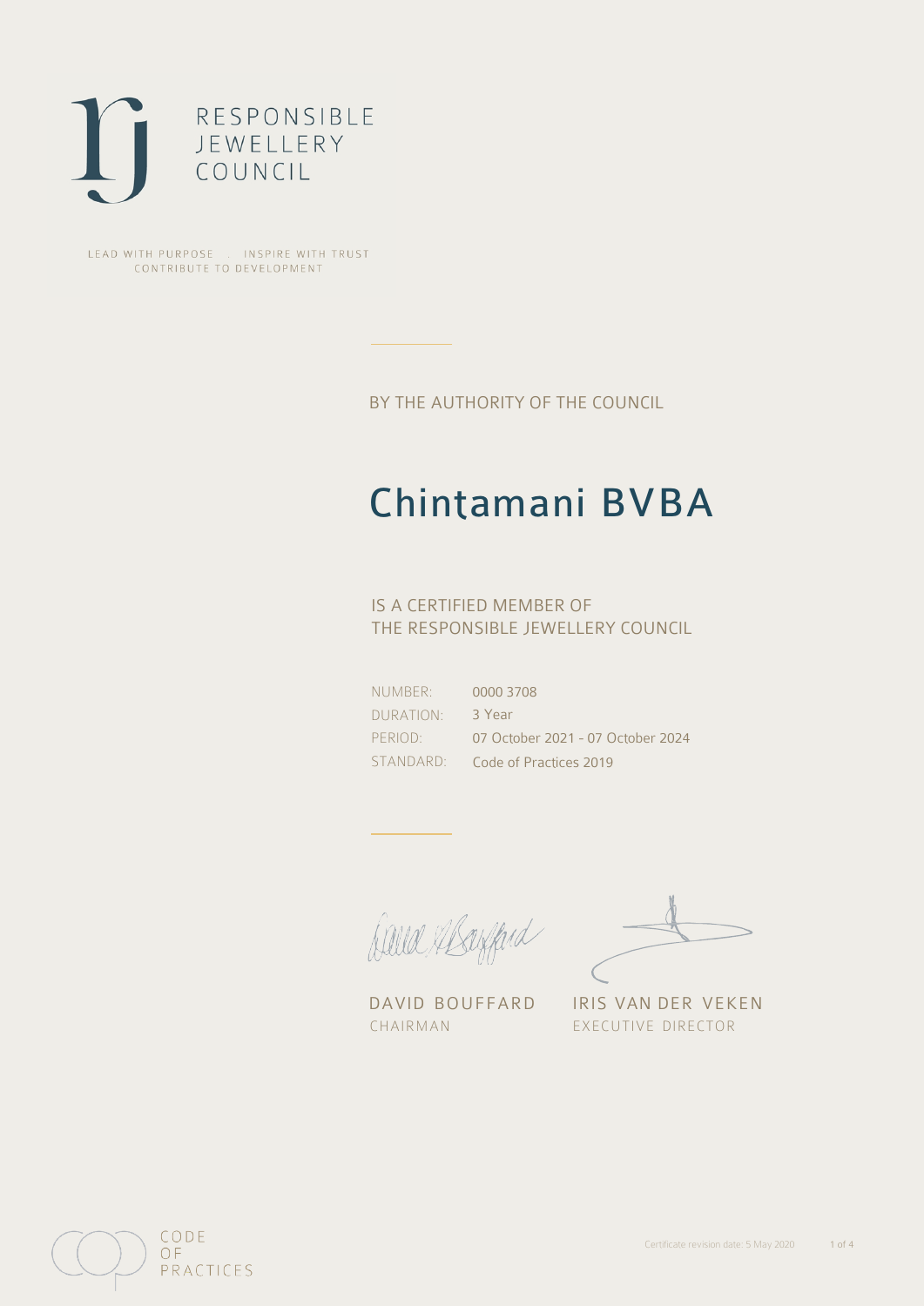RESPONSIBLE
JEWELLERY
COUNCIL

LEAD WITH PURPOSE . INSPIRE WITH TRUST
CONTRIBUTE TO DEVELOPMENT

BY THE AUTHORITY OF THE COUNCIL

# Chintamani BVBA

IS A CERTIFIED MEMBER OF
THE RESPONSIBLE JEWELLERY COUNCIL

| | |
|---|---|
| NUMBER: | 0000 3708 |
| DURATION: | 3 Year |
| PERIOD: | 07 October 2021 - 07 October 2024 |
| STANDARD: | Code of Practices 2019 |

DAVID BOUFFARD
CHAIRMAN

IRIS VAN DER VEKEN
EXECUTIVE DIRECTOR

CODE
OF
PRACTICES

Certificate revision date: 5 May 2020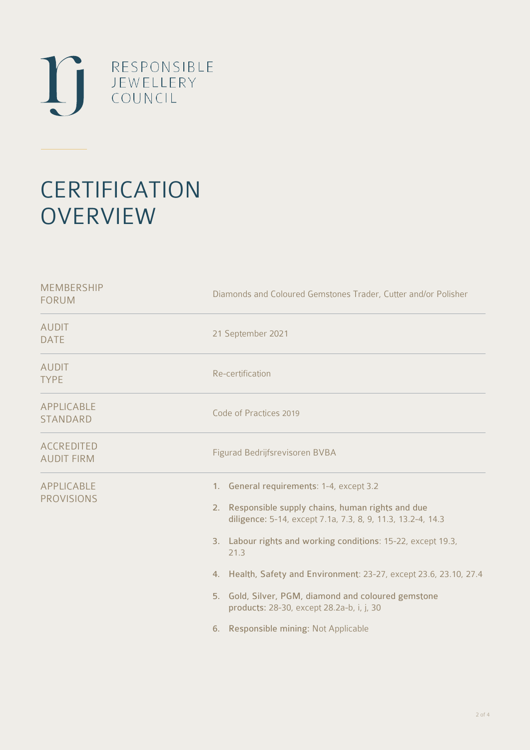RESPONSIBLE
JEWELLERY
COUNCIL

# CERTIFICATION OVERVIEW

| | |
|---|---|
| MEMBERSHIP FORUM | Diamonds and Coloured Gemstones Trader, Cutter and/or Polisher |
| AUDIT DATE | 21 September 2021 |
| AUDIT TYPE | Re-certification |
| APPLICABLE STANDARD | Code of Practices 2019 |
| ACCREDITED AUDIT FIRM | Figurad Bedrijfsrevisoren BVBA |
| APPLICABLE PROVISIONS | 1. **General requirements**: 1-4, except 3.2<br>2. **Responsible supply chains, human rights and due diligence**: 5-14, except 7.1a, 7.3, 8, 9, 11.3, 13.2-4, 14.3<br>3. **Labour rights and working conditions**: 15-22, except 19.3, 21.3<br>4. **Health, Safety and Environment**: 23-27, except 23.6, 23.10, 27.4<br>5. **Gold, Silver, PGM, diamond and coloured gemstone products**: 28-30, except 28.2a-b, i, j, 30<br>6. **Responsible mining**: Not Applicable |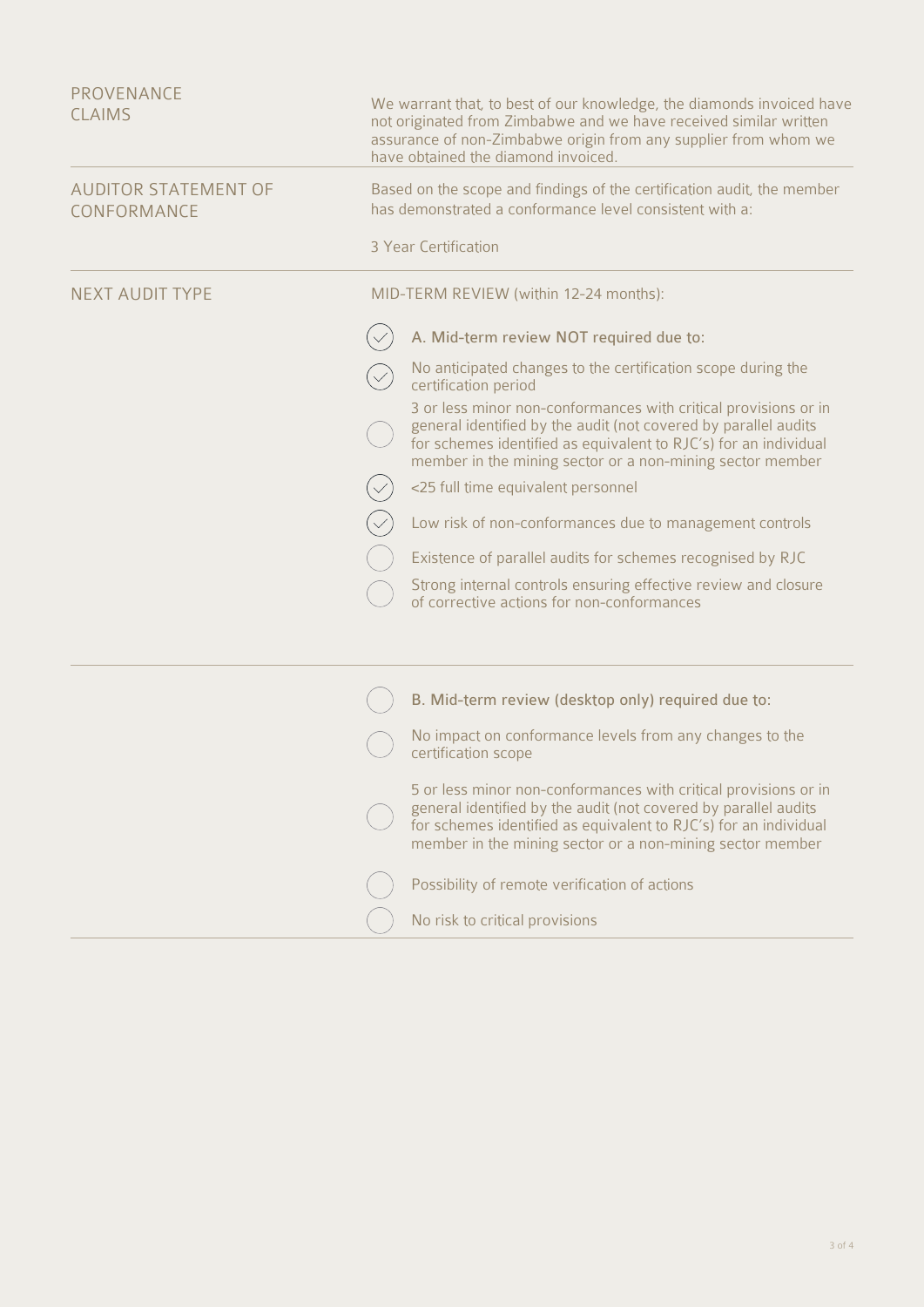| | |
|---|---|
| PROVENANCE CLAIMS | We warrant that, to best of our knowledge, the diamonds invoiced have not originated from Zimbabwe and we have received similar written assurance of non-Zimbabwe origin from any supplier from whom we have obtained the diamond invoiced. |
| AUDITOR STATEMENT OF CONFORMANCE | Based on the scope and findings of the certification audit, the member has demonstrated a conformance level consistent with a:<br><br>3 Year Certification |
| NEXT AUDIT TYPE | MID-TERM REVIEW (within 12-24 months): |

- [x] A. Mid-term review NOT required due to:
- [x] No anticipated changes to the certification scope during the certification period
- [ ] 3 or less minor non-conformances with critical provisions or in general identified by the audit (not covered by parallel audits for schemes identified as equivalent to RJC's) for an individual member in the mining sector or a non-mining sector member
- [x] <25 full time equivalent personnel
- [x] Low risk of non-conformances due to management controls
- [ ] Existence of parallel audits for schemes recognised by RJC
- [ ] Strong internal controls ensuring effective review and closure of corrective actions for non-conformances

---

- [ ] B. Mid-term review (desktop only) required due to:
- [ ] No impact on conformance levels from any changes to the certification scope
- [ ] 5 or less minor non-conformances with critical provisions or in general identified by the audit (not covered by parallel audits for schemes identified as equivalent to RJC's) for an individual member in the mining sector or a non-mining sector member
- [ ] Possibility of remote verification of actions
- [ ] No risk to critical provisions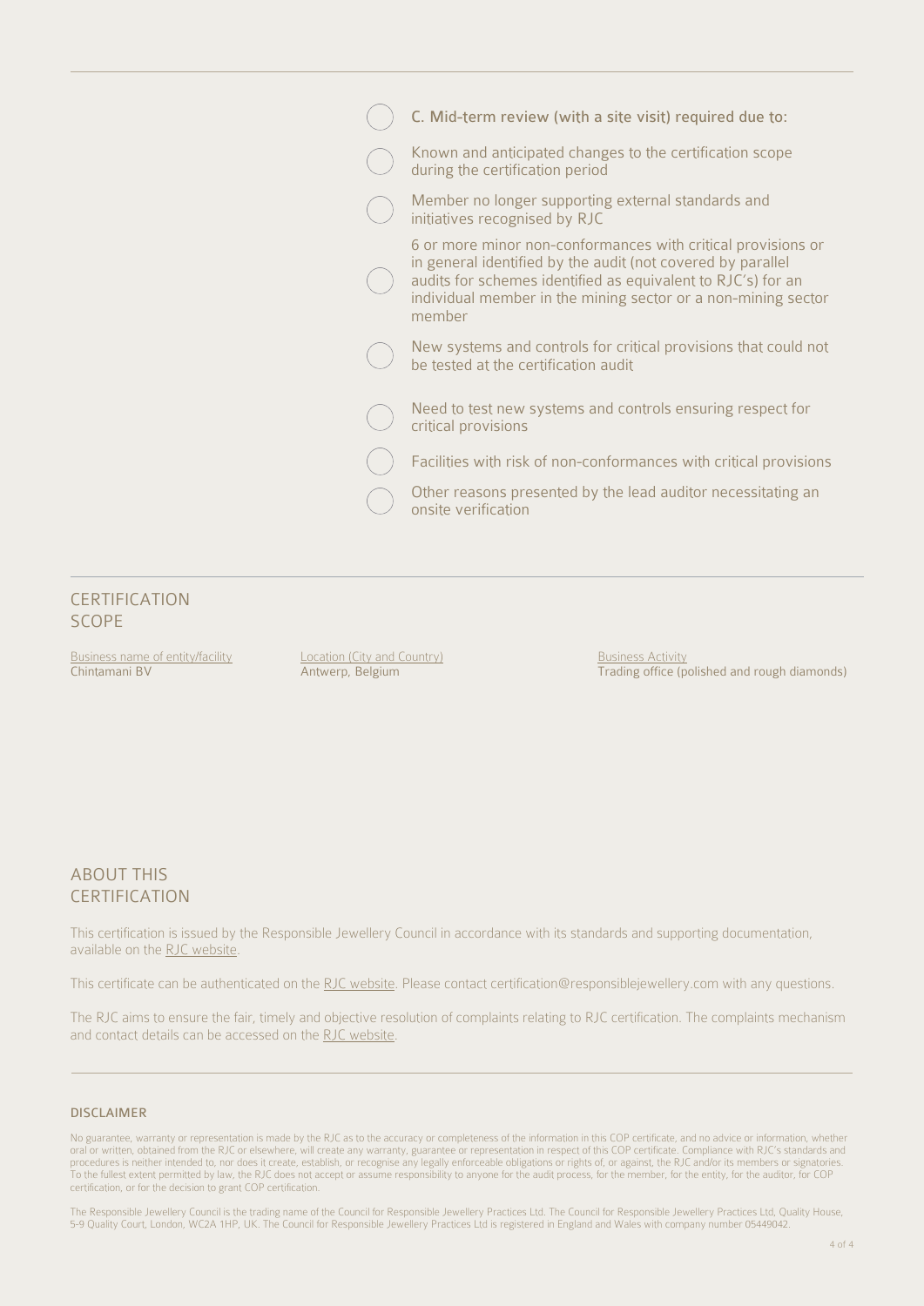C. Mid-term review (with a site visit) required due to:

- Known and anticipated changes to the certification scope during the certification period
- Member no longer supporting external standards and initiatives recognised by RJC
- 6 or more minor non-conformances with critical provisions or in general identified by the audit (not covered by parallel audits for schemes identified as equivalent to RJC's) for an individual member in the mining sector or a non-mining sector member
- New systems and controls for critical provisions that could not be tested at the certification audit
- Need to test new systems and controls ensuring respect for critical provisions
- Facilities with risk of non-conformances with critical provisions
- Other reasons presented by the lead auditor necessitating an onsite verification

## CERTIFICATION SCOPE

| Business name of entity/facility | Location (City and Country) | Business Activity |
| --- | --- | --- |
| Chintamani BV | Antwerp, Belgium | Trading office (polished and rough diamonds) |

## ABOUT THIS CERTIFICATION

This certification is issued by the Responsible Jewellery Council in accordance with its standards and supporting documentation, available on the RJC website.

This certificate can be authenticated on the RJC website. Please contact certification@responsiblejewellery.com with any questions.

The RJC aims to ensure the fair, timely and objective resolution of complaints relating to RJC certification. The complaints mechanism and contact details can be accessed on the RJC website.

### DISCLAIMER

No guarantee, warranty or representation is made by the RJC as to the accuracy or completeness of the information in this COP certificate, and no advice or information, whether oral or written, obtained from the RJC or elsewhere, will create any warranty, guarantee or representation in respect of this COP certificate. Compliance with RJC's standards and procedures is neither intended to, nor does it create, establish, or recognise any legally enforceable obligations or rights of, or against, the RJC and/or its members or signatories. To the fullest extent permitted by law, the RJC does not accept or assume responsibility to anyone for the audit process, for the member, for the entity, for the auditor, for COP certification, or for the decision to grant COP certification.

The Responsible Jewellery Council is the trading name of the Council for Responsible Jewellery Practices Ltd. The Council for Responsible Jewellery Practices Ltd, Quality House, 5-9 Quality Court, London, WC2A 1HP, UK. The Council for Responsible Jewellery Practices Ltd is registered in England and Wales with company number 05449042.